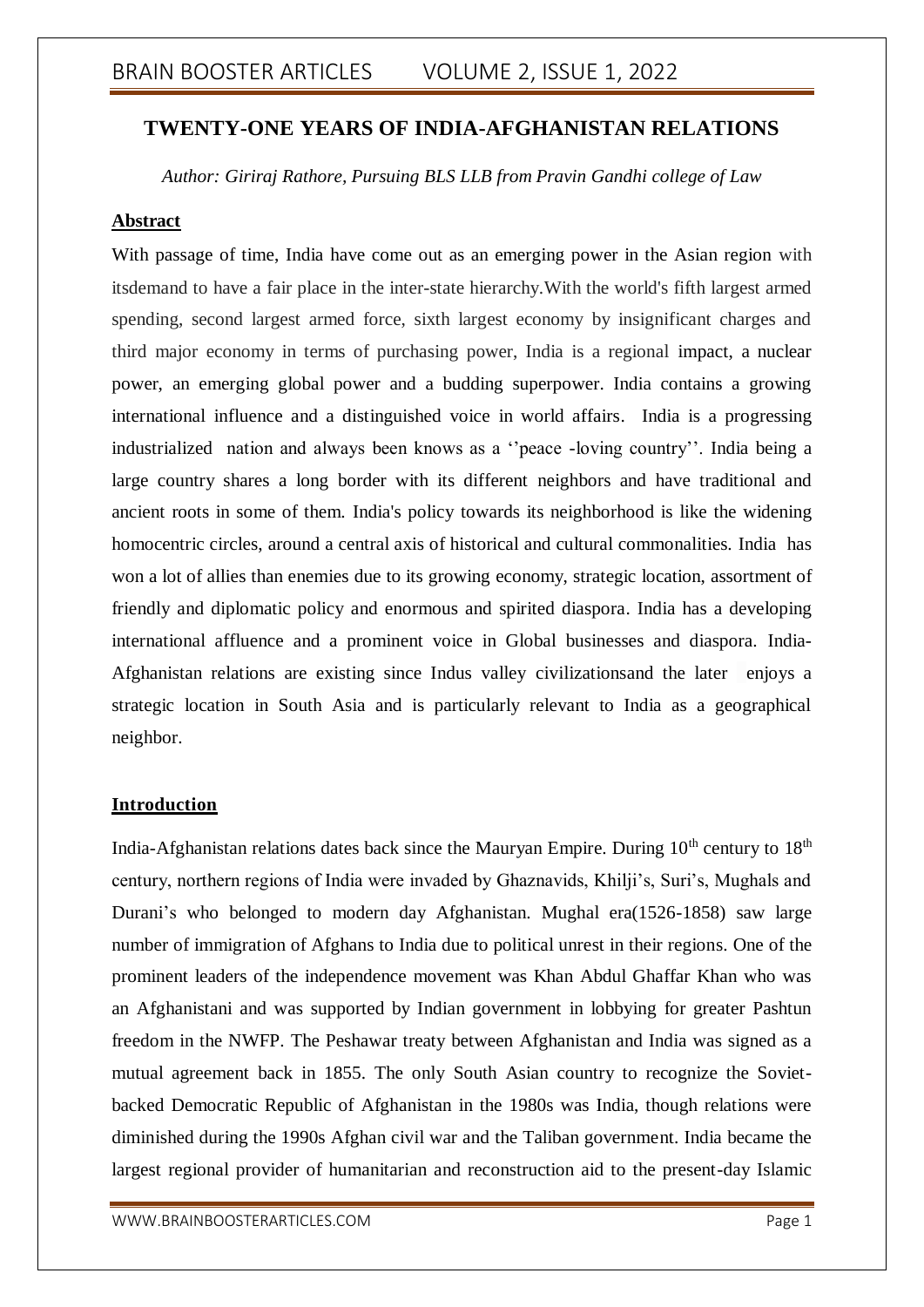# TWENTY-ONE YEARS OF INDIA-AFGHANISTAN RELATIONS

*Author: Giriraj Rathore, Pursuing BLS LLB from Pravin Gandhi college of Law*

## Abstract

With passage of time, India have come out as an emerging power in the Asian region with itsdemand to have a fair place in the inter-state hierarchy.With the world's fifth largest armed spending, second largest armed force, sixth largest economy by insignificant charges and third major economy in terms of purchasing power, India is a regional impact, a nuclear power, an emerging global power and a budding superpower. India contains a growing international influence and a distinguished voice in world affairs. India is a progressing industrialized nation and always been knows as a ''peace -loving country''. India being a large country shares a long border with its different neighbors and have traditional and ancient roots in some of them. India's policy towards its neighborhood is like the widening homocentric circles, around a central axis of historical and cultural commonalities. India has won a lot of allies than enemies due to its growing economy, strategic location, assortment of friendly and diplomatic policy and enormous and spirited diaspora. India has a developing international affluence and a prominent voice in Global businesses and diaspora. India-Afghanistan relations are existing since Indus valley civilizationsand the later enjoys a strategic location in South Asia and is particularly relevant to India as a geographical neighbor.

## Introduction

India-Afghanistan relations dates back since the Mauryan Empire. During 10th century to 18th century, northern regions of India were invaded by Ghaznavids, Khilji's, Suri's, Mughals and Durani's who belonged to modern day Afghanistan. Mughal era(1526-1858) saw large number of immigration of Afghans to India due to political unrest in their regions. One of the prominent leaders of the independence movement was Khan Abdul Ghaffar Khan who was an Afghanistani and was supported by Indian government in lobbying for greater Pashtun freedom in the NWFP. The Peshawar treaty between Afghanistan and India was signed as a mutual agreement back in 1855. The only South Asian country to recognize the Soviet-backed Democratic Republic of Afghanistan in the 1980s was India, though relations were diminished during the 1990s Afghan civil war and the Taliban government. India became the largest regional provider of humanitarian and reconstruction aid to the present-day Islamic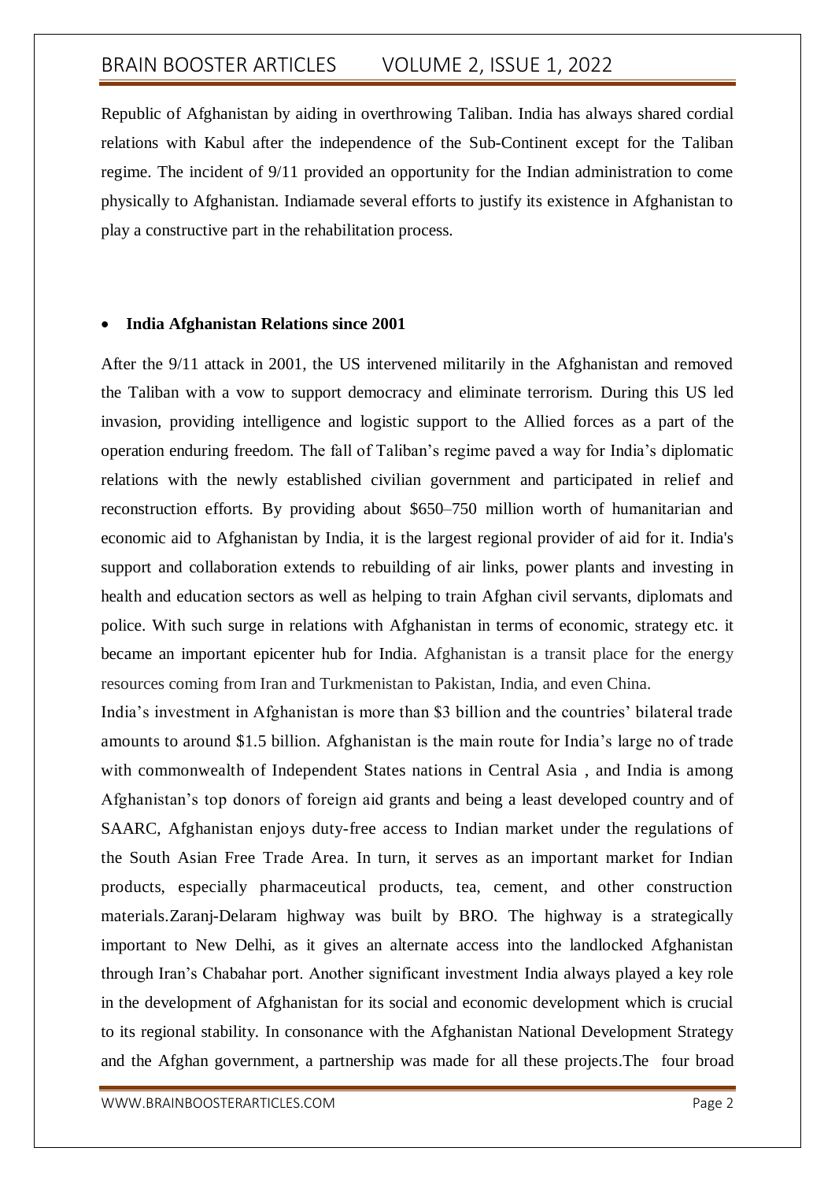Republic of Afghanistan by aiding in overthrowing Taliban. India has always shared cordial relations with Kabul after the independence of the Sub-Continent except for the Taliban regime. The incident of 9/11 provided an opportunity for the Indian administration to come physically to Afghanistan. Indiamade several efforts to justify its existence in Afghanistan to play a constructive part in the rehabilitation process.

- **India Afghanistan Relations since 2001**

After the 9/11 attack in 2001, the US intervened militarily in the Afghanistan and removed the Taliban with a vow to support democracy and eliminate terrorism. During this US led invasion, providing intelligence and logistic support to the Allied forces as a part of the operation enduring freedom. The fall of Taliban's regime paved a way for India's diplomatic relations with the newly established civilian government and participated in relief and reconstruction efforts. By providing about $650–750 million worth of humanitarian and economic aid to Afghanistan by India, it is the largest regional provider of aid for it. India's support and collaboration extends to rebuilding of air links, power plants and investing in health and education sectors as well as helping to train Afghan civil servants, diplomats and police. With such surge in relations with Afghanistan in terms of economic, strategy etc. it became an important epicenter hub for India. Afghanistan is a transit place for the energy resources coming from Iran and Turkmenistan to Pakistan, India, and even China.

India's investment in Afghanistan is more than $3 billion and the countries' bilateral trade amounts to around $1.5 billion. Afghanistan is the main route for India's large no of trade with commonwealth of Independent States nations in Central Asia , and India is among Afghanistan's top donors of foreign aid grants and being a least developed country and of SAARC, Afghanistan enjoys duty-free access to Indian market under the regulations of the South Asian Free Trade Area. In turn, it serves as an important market for Indian products, especially pharmaceutical products, tea, cement, and other construction materials.Zaranj-Delaram highway was built by BRO. The highway is a strategically important to New Delhi, as it gives an alternate access into the landlocked Afghanistan through Iran's Chabahar port. Another significant investment India always played a key role in the development of Afghanistan for its social and economic development which is crucial to its regional stability. In consonance with the Afghanistan National Development Strategy and the Afghan government, a partnership was made for all these projects.The four broad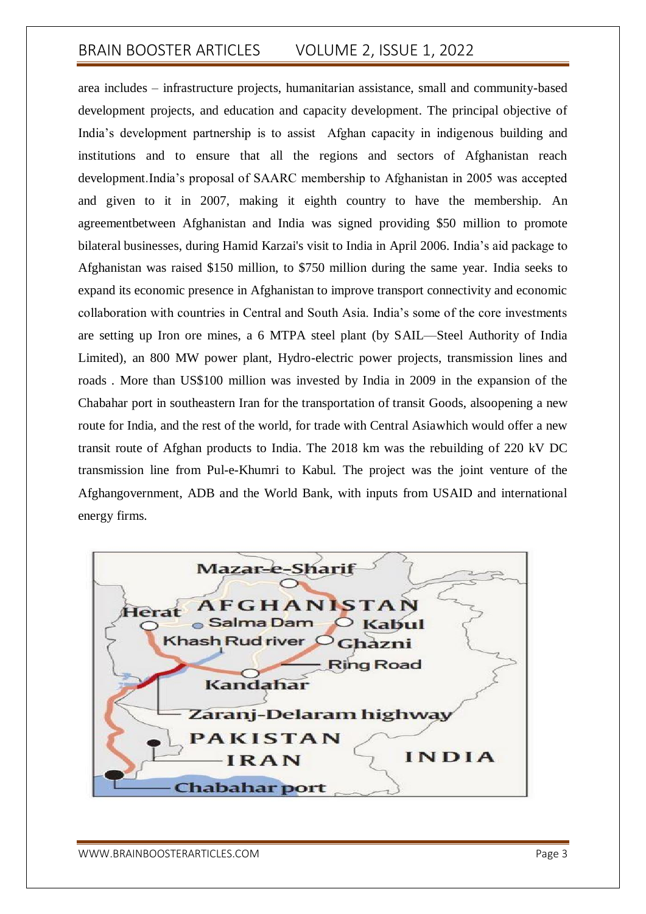area includes – infrastructure projects, humanitarian assistance, small and community-based development projects, and education and capacity development. The principal objective of India's development partnership is to assist Afghan capacity in indigenous building and institutions and to ensure that all the regions and sectors of Afghanistan reach development.India's proposal of SAARC membership to Afghanistan in 2005 was accepted and given to it in 2007, making it eighth country to have the membership. An agreementbetween Afghanistan and India was signed providing $50 million to promote bilateral businesses, during Hamid Karzai's visit to India in April 2006. India's aid package to Afghanistan was raised $150 million, to $750 million during the same year. India seeks to expand its economic presence in Afghanistan to improve transport connectivity and economic collaboration with countries in Central and South Asia. India's some of the core investments are setting up Iron ore mines, a 6 MTPA steel plant (by SAIL—Steel Authority of India Limited), an 800 MW power plant, Hydro-electric power projects, transmission lines and roads . More than US$100 million was invested by India in 2009 in the expansion of the Chabahar port in southeastern Iran for the transportation of transit Goods, alsoopening a new route for India, and the rest of the world, for trade with Central Asiawhich would offer a new transit route of Afghan products to India. The 2018 km was the rebuilding of 220 kV DC transmission line from Pul-e-Khumri to Kabul. The project was the joint venture of the Afghangovernment, ADB and the World Bank, with inputs from USAID and international energy firms.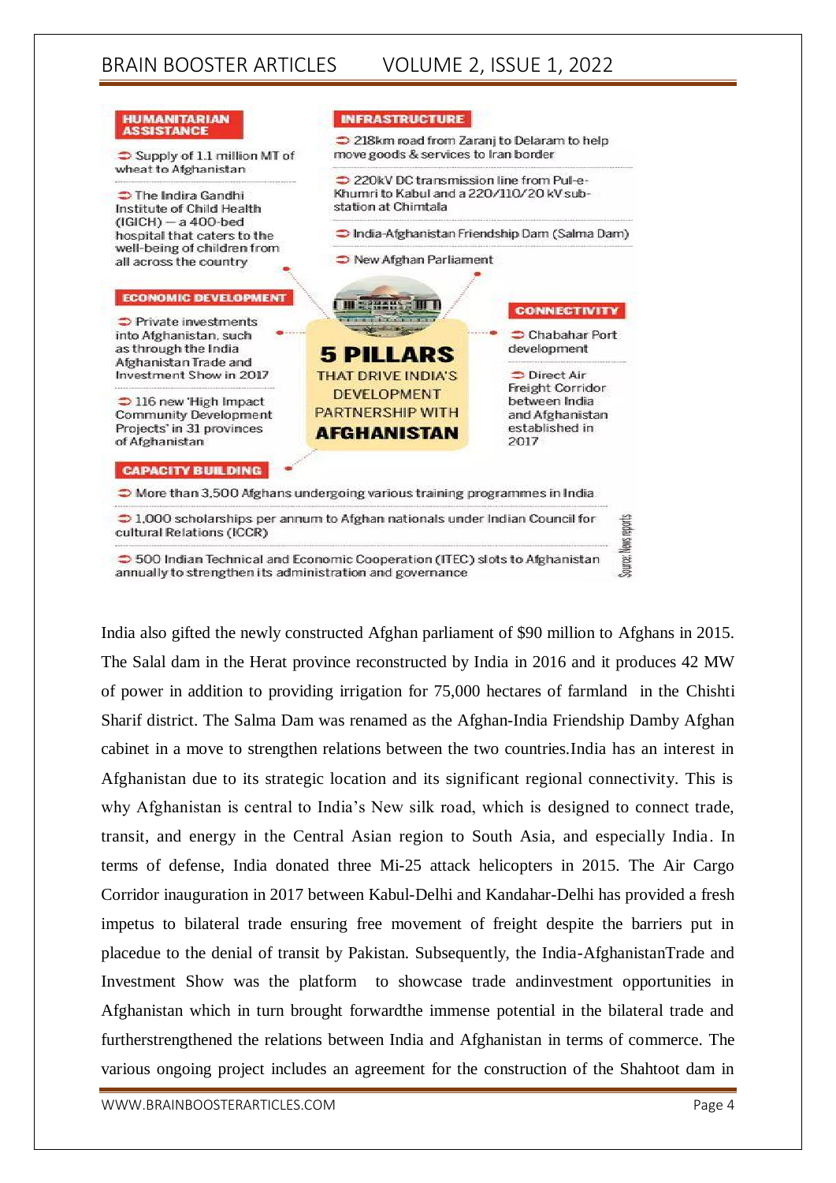**5 PILLARS THAT DRIVE INDIA'S DEVELOPMENT PARTNERSHIP WITH AFGHANISTAN**

**HUMANITARIAN ASSISTANCE**

- Supply of 1.1 million MT of wheat to Afghanistan
- The Indira Gandhi Institute of Child Health (IGICH) — a 400-bed hospital that caters to the well-being of children from all across the country

**INFRASTRUCTURE**

- 218km road from Zaranj to Delaram to help move goods & services to Iran border
- 220kV DC transmission line from Pul-e-Khumri to Kabul and a 220/110/20 kV sub-station at Chimtala
- India-Afghanistan Friendship Dam (Salma Dam)
- New Afghan Parliament

**ECONOMIC DEVELOPMENT**

- Private investments into Afghanistan, such as through the India Afghanistan Trade and Investment Show in 2017
- 116 new 'High Impact Community Development Projects' in 31 provinces of Afghanistan

**CONNECTIVITY**

- Chabahar Port development
- Direct Air Freight Corridor between India and Afghanistan established in 2017

**CAPACITY BUILDING**

- More than 3,500 Afghans undergoing various training programmes in India
- 1,000 scholarships per annum to Afghan nationals under Indian Council for cultural Relations (ICCR)
- 500 Indian Technical and Economic Cooperation (ITEC) slots to Afghanistan annually to strengthen its administration and governance

Source: News reports

India also gifted the newly constructed Afghan parliament of $90 million to Afghans in 2015. The Salal dam in the Herat province reconstructed by India in 2016 and it produces 42 MW of power in addition to providing irrigation for 75,000 hectares of farmland in the Chishti Sharif district. The Salma Dam was renamed as the Afghan-India Friendship Damby Afghan cabinet in a move to strengthen relations between the two countries.India has an interest in Afghanistan due to its strategic location and its significant regional connectivity. This is why Afghanistan is central to India's New silk road, which is designed to connect trade, transit, and energy in the Central Asian region to South Asia, and especially India. In terms of defense, India donated three Mi-25 attack helicopters in 2015. The Air Cargo Corridor inauguration in 2017 between Kabul-Delhi and Kandahar-Delhi has provided a fresh impetus to bilateral trade ensuring free movement of freight despite the barriers put in placedue to the denial of transit by Pakistan. Subsequently, the India-AfghanistanTrade and Investment Show was the platform to showcase trade andinvestment opportunities in Afghanistan which in turn brought forwardthe immense potential in the bilateral trade and furtherstrengthened the relations between India and Afghanistan in terms of commerce. The various ongoing project includes an agreement for the construction of the Shahtoot dam in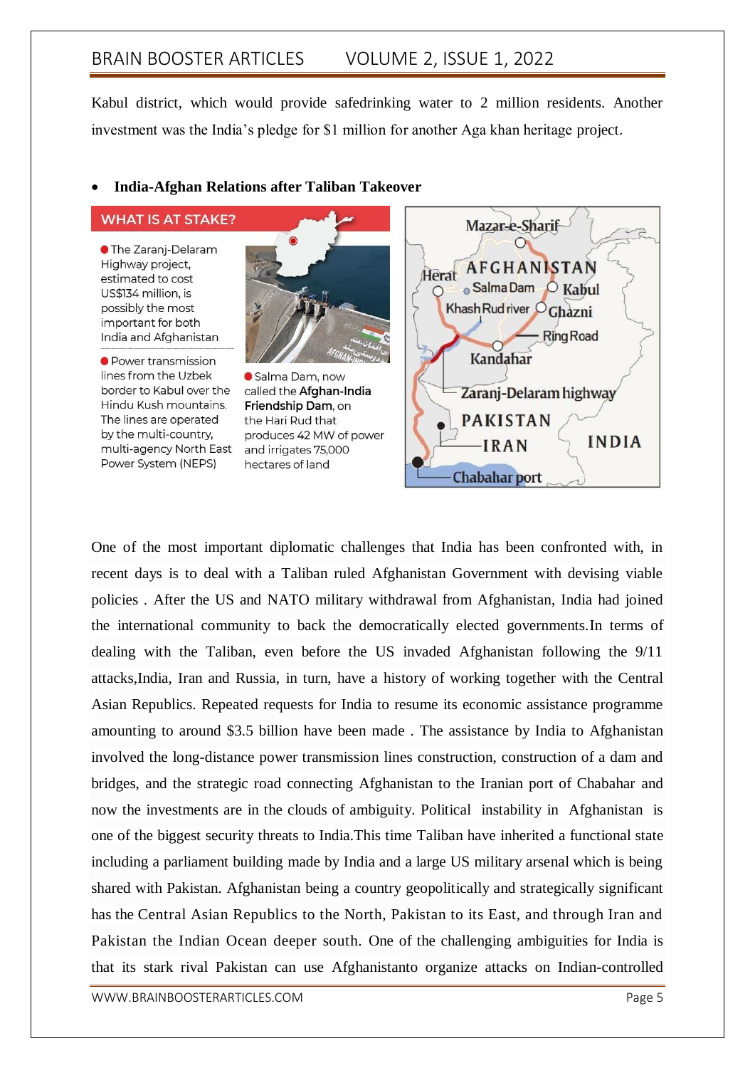Kabul district, which would provide safedrinking water to 2 million residents. Another investment was the India's pledge for $1 million for another Aga khan heritage project.

- **India-Afghan Relations after Taliban Takeover**

WHAT IS AT STAKE?

- The Zaranj-Delaram Highway project, estimated to cost US$134 million, is possibly the most important for both India and Afghanistan
- Power transmission lines from the Uzbek border to Kabul over the Hindu Kush mountains. The lines are operated by the multi-country, multi-agency North East Power System (NEPS)
- Salma Dam, now called the **Afghan-India Friendship Dam**, on the Hari Rud that produces 42 MW of power and irrigates 75,000 hectares of land

Mazar-e-Sharif, Herat, AFGHANISTAN, Salma Dam, Kabul, Khash Rud river, Ghazni, Ring Road, Kandahar, Zaranj-Delaram highway, PAKISTAN, IRAN, INDIA, Chabahar port

One of the most important diplomatic challenges that India has been confronted with, in recent days is to deal with a Taliban ruled Afghanistan Government with devising viable policies . After the US and NATO military withdrawal from Afghanistan, India had joined the international community to back the democratically elected governments.In terms of dealing with the Taliban, even before the US invaded Afghanistan following the 9/11 attacks,India, Iran and Russia, in turn, have a history of working together with the Central Asian Republics. Repeated requests for India to resume its economic assistance programme amounting to around $3.5 billion have been made . The assistance by India to Afghanistan involved the long-distance power transmission lines construction, construction of a dam and bridges, and the strategic road connecting Afghanistan to the Iranian port of Chabahar and now the investments are in the clouds of ambiguity. Political instability in Afghanistan is one of the biggest security threats to India.This time Taliban have inherited a functional state including a parliament building made by India and a large US military arsenal which is being shared with Pakistan. Afghanistan being a country geopolitically and strategically significant has the Central Asian Republics to the North, Pakistan to its East, and through Iran and Pakistan the Indian Ocean deeper south. One of the challenging ambiguities for India is that its stark rival Pakistan can use Afghanistanto organize attacks on Indian-controlled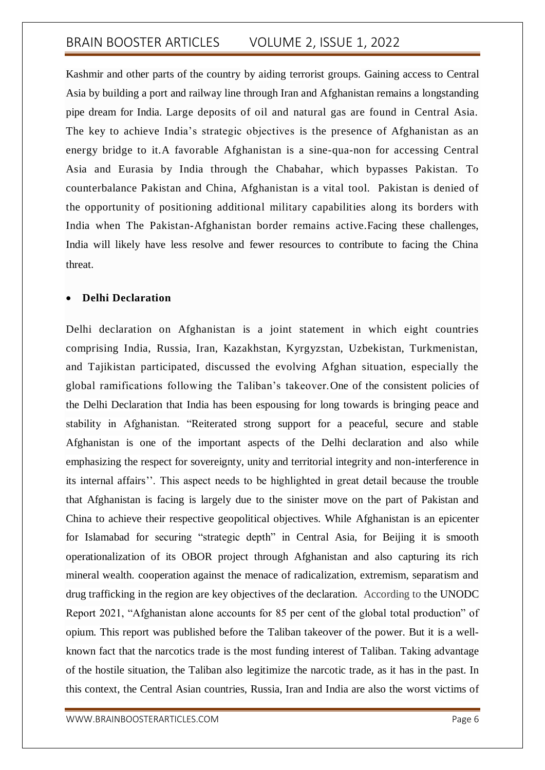Kashmir and other parts of the country by aiding terrorist groups. Gaining access to Central Asia by building a port and railway line through Iran and Afghanistan remains a longstanding pipe dream for India. Large deposits of oil and natural gas are found in Central Asia. The key to achieve India's strategic objectives is the presence of Afghanistan as an energy bridge to it.A favorable Afghanistan is a sine-qua-non for accessing Central Asia and Eurasia by India through the Chabahar, which bypasses Pakistan. To counterbalance Pakistan and China, Afghanistan is a vital tool. Pakistan is denied of the opportunity of positioning additional military capabilities along its borders with India when The Pakistan-Afghanistan border remains active.Facing these challenges, India will likely have less resolve and fewer resources to contribute to facing the China threat.

- **Delhi Declaration**

Delhi declaration on Afghanistan is a joint statement in which eight countries comprising India, Russia, Iran, Kazakhstan, Kyrgyzstan, Uzbekistan, Turkmenistan, and Tajikistan participated, discussed the evolving Afghan situation, especially the global ramifications following the Taliban's takeover.One of the consistent policies of the Delhi Declaration that India has been espousing for long towards is bringing peace and stability in Afghanistan. "Reiterated strong support for a peaceful, secure and stable Afghanistan is one of the important aspects of the Delhi declaration and also while emphasizing the respect for sovereignty, unity and territorial integrity and non-interference in its internal affairs''. This aspect needs to be highlighted in great detail because the trouble that Afghanistan is facing is largely due to the sinister move on the part of Pakistan and China to achieve their respective geopolitical objectives. While Afghanistan is an epicenter for Islamabad for securing "strategic depth" in Central Asia, for Beijing it is smooth operationalization of its OBOR project through Afghanistan and also capturing its rich mineral wealth. cooperation against the menace of radicalization, extremism, separatism and drug trafficking in the region are key objectives of the declaration. According to the UNODC Report 2021, "Afghanistan alone accounts for 85 per cent of the global total production" of opium. This report was published before the Taliban takeover of the power. But it is a well-known fact that the narcotics trade is the most funding interest of Taliban. Taking advantage of the hostile situation, the Taliban also legitimize the narcotic trade, as it has in the past. In this context, the Central Asian countries, Russia, Iran and India are also the worst victims of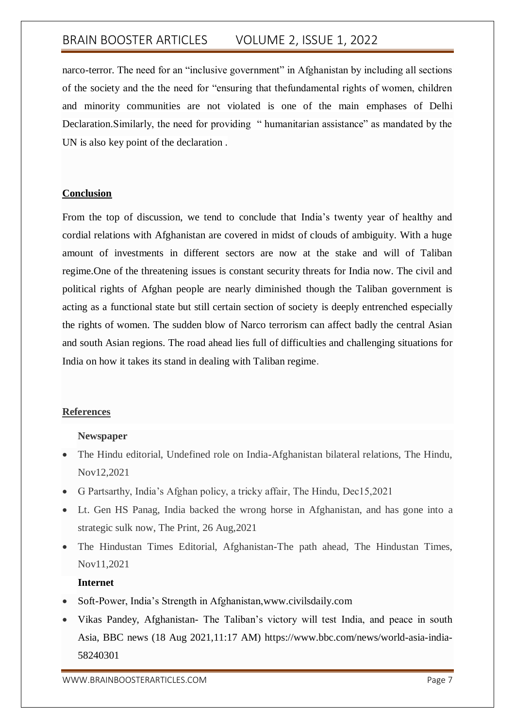narco-terror. The need for an "inclusive government" in Afghanistan by including all sections of the society and the the need for "ensuring that thefundamental rights of women, children and minority communities are not violated is one of the main emphases of Delhi Declaration.Similarly, the need for providing " humanitarian assistance" as mandated by the UN is also key point of the declaration .

## Conclusion

From the top of discussion, we tend to conclude that India's twenty year of healthy and cordial relations with Afghanistan are covered in midst of clouds of ambiguity. With a huge amount of investments in different sectors are now at the stake and will of Taliban regime.One of the threatening issues is constant security threats for India now. The civil and political rights of Afghan people are nearly diminished though the Taliban government is acting as a functional state but still certain section of society is deeply entrenched especially the rights of women. The sudden blow of Narco terrorism can affect badly the central Asian and south Asian regions. The road ahead lies full of difficulties and challenging situations for India on how it takes its stand in dealing with Taliban regime.

## References

**Newspaper**

- The Hindu editorial, Undefined role on India-Afghanistan bilateral relations, The Hindu, Nov12,2021
- G Partsarthy, India's Afghan policy, a tricky affair, The Hindu, Dec15,2021
- Lt. Gen HS Panag, India backed the wrong horse in Afghanistan, and has gone into a strategic sulk now, The Print, 26 Aug,2021
- The Hindustan Times Editorial, Afghanistan-The path ahead, The Hindustan Times, Nov11,2021

**Internet**

- Soft-Power, India's Strength in Afghanistan,www.civilsdaily.com
- Vikas Pandey, Afghanistan- The Taliban's victory will test India, and peace in south Asia, BBC news (18 Aug 2021,11:17 AM) https://www.bbc.com/news/world-asia-india-58240301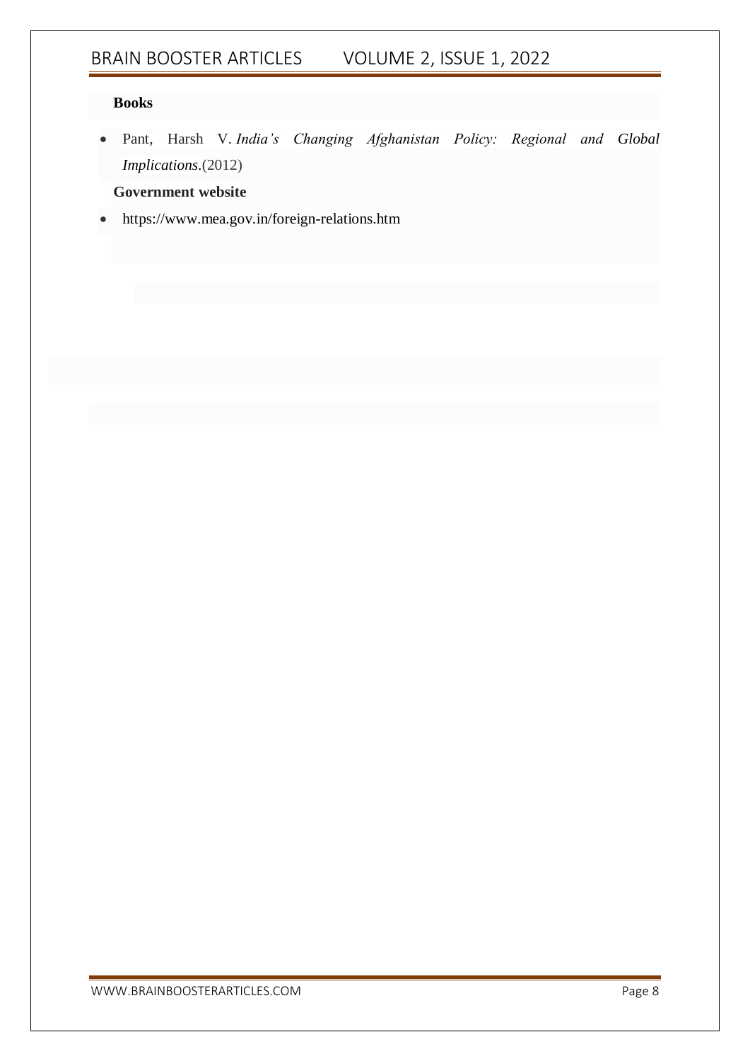**Books**

- Pant, Harsh V. *India's Changing Afghanistan Policy: Regional and Global Implications*.(2012)

**Government website**

- https://www.mea.gov.in/foreign-relations.htm